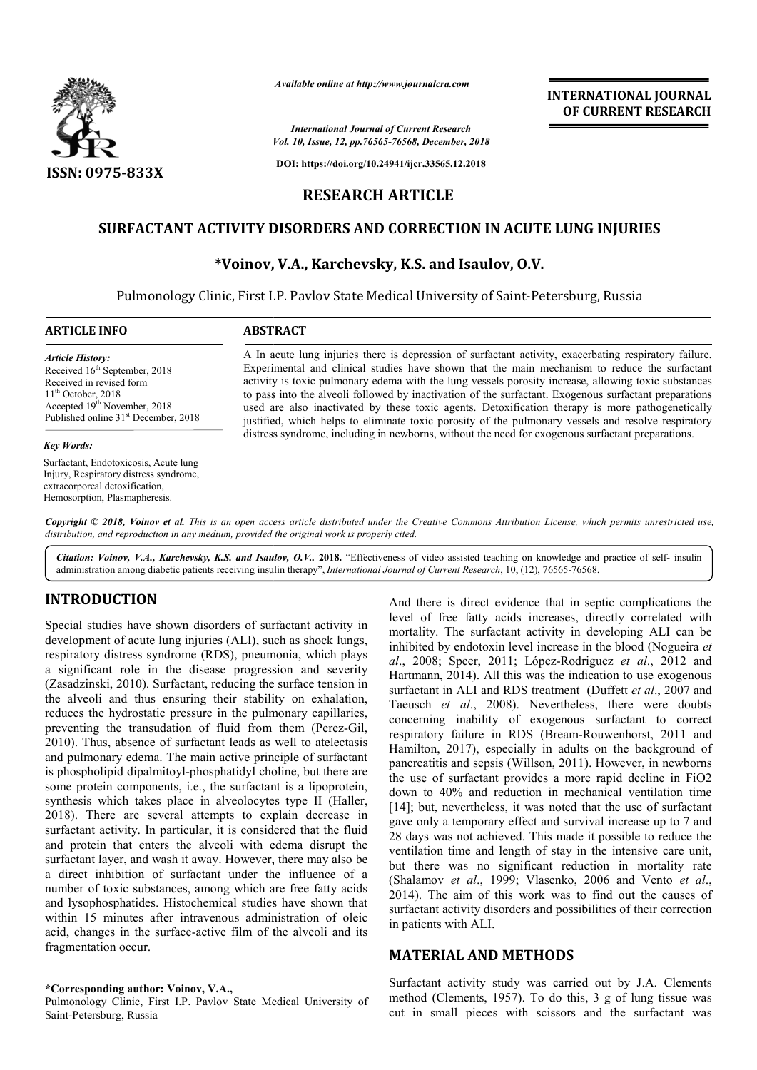# RESEARCH ARTICLE

## SURFACTANT ACTIVITY DISORDERS AND CORRECTION IN ACUTE LUNG INJURIES

**\*Voinov, V.A., Karchevsky, K.S. and Isaulov, O.V.**

Pulmonology Clinic, First I.P. Pavlov State Medical University of Saint-Petersburg, Russia

**ARTICLE INFO**

*Article History:*
Received 16th September, 2018
Received in revised form 11th October, 2018
Accepted 19th November, 2018
Published online 31st December, 2018

*Key Words:*
Surfactant, Endotoxicosis, Acute lung Injury, Respiratory distress syndrome, extracorporeal detoxification, Hemosorption, Plasmapheresis.

**ABSTRACT**

A In acute lung injuries there is depression of surfactant activity, exacerbating respiratory failure. Experimental and clinical studies have shown that the main mechanism to reduce the surfactant activity is toxic pulmonary edema with the lung vessels porosity increase, allowing toxic substances to pass into the alveoli followed by inactivation of the surfactant. Exogenous surfactant preparations used are also inactivated by these toxic agents. Detoxification therapy is more pathogenetically justified, which helps to eliminate toxic porosity of the pulmonary vessels and resolve respiratory distress syndrome, including in newborns, without the need for exogenous surfactant preparations.

*Copyright © 2018, Voinov et al. This is an open access article distributed under the Creative Commons Attribution License, which permits unrestricted use, distribution, and reproduction in any medium, provided the original work is properly cited.*

*Citation: Voinov, V.A., Karchevsky, K.S. and Isaulov, O.V.. 2018. "Effectiveness of video assisted teaching on knowledge and practice of self- insulin administration among diabetic patients receiving insulin therapy", International Journal of Current Research, 10, (12), 76565-76568.*

## INTRODUCTION

Special studies have shown disorders of surfactant activity in development of acute lung injuries (ALI), such as shock lungs, respiratory distress syndrome (RDS), pneumonia, which plays a significant role in the disease progression and severity (Zasadzinski, 2010). Surfactant, reducing the surface tension in the alveoli and thus ensuring their stability on exhalation, reduces the hydrostatic pressure in the pulmonary capillaries, preventing the transudation of fluid from them (Perez-Gil, 2010). Thus, absence of surfactant leads as well to atelectasis and pulmonary edema. The main active principle of surfactant is phospholipid dipalmitoyl-phosphatidyl choline, but there are some protein components, i.e., the surfactant is a lipoprotein, synthesis which takes place in alveolocytes type II (Haller, 2018). There are several attempts to explain decrease in surfactant activity. In particular, it is considered that the fluid and protein that enters the alveoli with edema disrupt the surfactant layer, and wash it away. However, there may also be a direct inhibition of surfactant under the influence of a number of toxic substances, among which are free fatty acids and lysophosphatides. Histochemical studies have shown that within 15 minutes after intravenous administration of oleic acid, changes in the surface-active film of the alveoli and its fragmentation occur.

And there is direct evidence that in septic complications the level of free fatty acids increases, directly correlated with mortality. The surfactant activity in developing ALI can be inhibited by endotoxin level increase in the blood (Nogueira *et al*., 2008; Speer, 2011; López-Rodriguez *et al*., 2012 and Hartmann, 2014). All this was the indication to use exogenous surfactant in ALI and RDS treatment (Duffett *et al*., 2007 and Taeusch *et al*., 2008). Nevertheless, there were doubts concerning inability of exogenous surfactant to correct respiratory failure in RDS (Bream-Rouwenhorst, 2011 and Hamilton, 2017), especially in adults on the background of pancreatitis and sepsis (Willson, 2011). However, in newborns the use of surfactant provides a more rapid decline in FiO2 down to 40% and reduction in mechanical ventilation time [14]; but, nevertheless, it was noted that the use of surfactant gave only a temporary effect and survival increase up to 7 and 28 days was not achieved. This made it possible to reduce the ventilation time and length of stay in the intensive care unit, but there was no significant reduction in mortality rate (Shalamov *et al*., 1999; Vlasenko, 2006 and Vento *et al*., 2014). The aim of this work was to find out the causes of surfactant activity disorders and possibilities of their correction in patients with ALI.

## MATERIAL AND METHODS

Surfactant activity study was carried out by J.A. Clements method (Clements, 1957). To do this, 3 g of lung tissue was cut in small pieces with scissors and the surfactant was

---

**\*Corresponding author: Voinov, V.A.,**
Pulmonology Clinic, First I.P. Pavlov State Medical University of Saint-Petersburg, Russia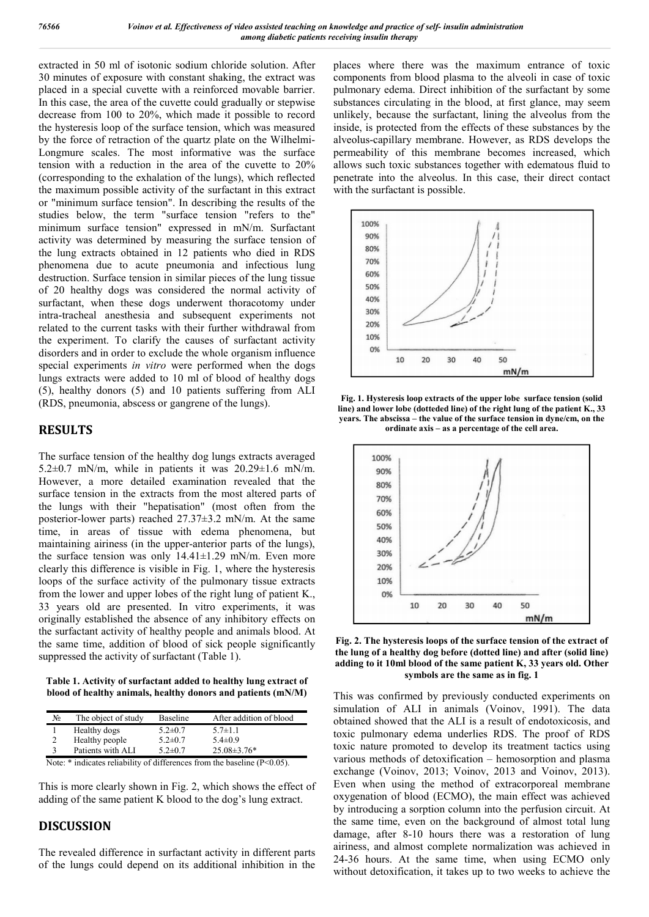extracted in 50 ml of isotonic sodium chloride solution. After 30 minutes of exposure with constant shaking, the extract was placed in a special cuvette with a reinforced movable barrier. In this case, the area of the cuvette could gradually or stepwise decrease from 100 to 20%, which made it possible to record the hysteresis loop of the surface tension, which was measured by the force of retraction of the quartz plate on the Wilhelmi-Longmure scales. The most informative was the surface tension with a reduction in the area of the cuvette to 20% (corresponding to the exhalation of the lungs), which reflected the maximum possible activity of the surfactant in this extract or "minimum surface tension". In describing the results of the studies below, the term "surface tension "refers to the" minimum surface tension" expressed in mN/m. Surfactant activity was determined by measuring the surface tension of the lung extracts obtained in 12 patients who died in RDS phenomena due to acute pneumonia and infectious lung destruction. Surface tension in similar pieces of the lung tissue of 20 healthy dogs was considered the normal activity of surfactant, when these dogs underwent thoracotomy under intra-tracheal anesthesia and subsequent experiments not related to the current tasks with their further withdrawal from the experiment. To clarify the causes of surfactant activity disorders and in order to exclude the whole organism influence special experiments *in vitro* were performed when the dogs lungs extracts were added to 10 ml of blood of healthy dogs (5), healthy donors (5) and 10 patients suffering from ALI (RDS, pneumonia, abscess or gangrene of the lungs).

## RESULTS

The surface tension of the healthy dog lungs extracts averaged 5.2±0.7 mN/m, while in patients it was 20.29±1.6 mN/m. However, a more detailed examination revealed that the surface tension in the extracts from the most altered parts of the lungs with their "hepatisation" (most often from the posterior-lower parts) reached 27.37±3.2 mN/m. At the same time, in areas of tissue with edema phenomena, but maintaining airiness (in the upper-anterior parts of the lungs), the surface tension was only 14.41±1.29 mN/m. Even more clearly this difference is visible in Fig. 1, where the hysteresis loops of the surface activity of the pulmonary tissue extracts from the lower and upper lobes of the right lung of patient K., 33 years old are presented. In vitro experiments, it was originally established the absence of any inhibitory effects on the surfactant activity of healthy people and animals blood. At the same time, addition of blood of sick people significantly suppressed the activity of surfactant (Table 1).

**Table 1. Activity of surfactant added to healthy lung extract of blood of healthy animals, healthy donors and patients (mN/M)**

| № | The object of study | Baseline | After addition of blood |
|---|---|---|---|
| 1 | Healthy dogs | 5.2±0.7 | 5.7±1.1 |
| 2 | Healthy people | 5.2±0.7 | 5.4±0.9 |
| 3 | Patients with ALI | 5.2±0.7 | 25.08±3.76* |

Note: * indicates reliability of differences from the baseline ($P<0.05$).

This is more clearly shown in Fig. 2, which shows the effect of adding of the same patient K blood to the dog's lung extract.

## DISCUSSION

The revealed difference in surfactant activity in different parts of the lungs could depend on its additional inhibition in the places where there was the maximum entrance of toxic components from blood plasma to the alveoli in case of toxic pulmonary edema. Direct inhibition of the surfactant by some substances circulating in the blood, at first glance, may seem unlikely, because the surfactant, lining the alveolus from the inside, is protected from the effects of these substances by the alveolus-capillary membrane. However, as RDS develops the permeability of this membrane becomes increased, which allows such toxic substances together with edematous fluid to penetrate into the alveolus. In this case, their direct contact with the surfactant is possible.

**Fig. 1. Hysteresis loop extracts of the upper lobe surface tension (solid line) and lower lobe (dotteded line) of the right lung of the patient K., 33 years. The abscissa – the value of the surface tension in dyne/cm, on the ordinate axis – as a percentage of the cell area.**

**Fig. 2. The hysteresis loops of the surface tension of the extract of the lung of a healthy dog before (dotted line) and after (solid line) adding to it 10ml blood of the same patient K, 33 years old. Other symbols are the same as in fig. 1**

This was confirmed by previously conducted experiments on simulation of ALI in animals (Voinov, 1991). The data obtained showed that the ALI is a result of endotoxicosis, and toxic pulmonary edema underlies RDS. The proof of RDS toxic nature promoted to develop its treatment tactics using various methods of detoxification – hemosorption and plasma exchange (Voinov, 2013; Voinov, 2013 and Voinov, 2013). Even when using the method of extracorporeal membrane oxygenation of blood (ECMO), the main effect was achieved by introducing a sorption column into the perfusion circuit. At the same time, even on the background of almost total lung damage, after 8-10 hours there was a restoration of lung airiness, and almost complete normalization was achieved in 24-36 hours. At the same time, when using ECMO only without detoxification, it takes up to two weeks to achieve the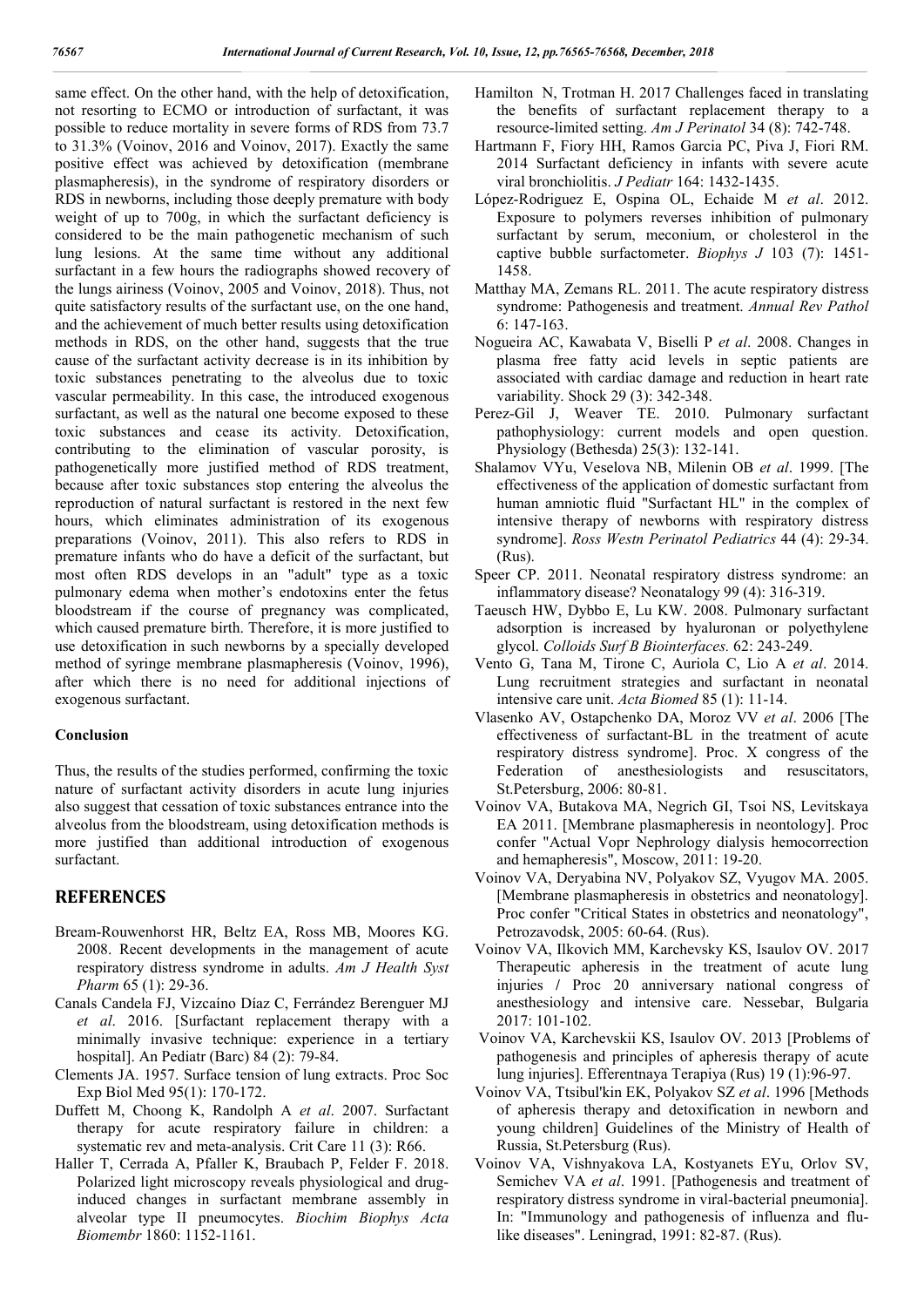same effect. On the other hand, with the help of detoxification, not resorting to ECMO or introduction of surfactant, it was possible to reduce mortality in severe forms of RDS from 73.7 to 31.3% (Voinov, 2016 and Voinov, 2017). Exactly the same positive effect was achieved by detoxification (membrane plasmapheresis), in the syndrome of respiratory disorders or RDS in newborns, including those deeply premature with body weight of up to 700g, in which the surfactant deficiency is considered to be the main pathogenetic mechanism of such lung lesions. At the same time without any additional surfactant in a few hours the radiographs showed recovery of the lungs airiness (Voinov, 2005 and Voinov, 2018). Thus, not quite satisfactory results of the surfactant use, on the one hand, and the achievement of much better results using detoxification methods in RDS, on the other hand, suggests that the true cause of the surfactant activity decrease is in its inhibition by toxic substances penetrating to the alveolus due to toxic vascular permeability. In this case, the introduced exogenous surfactant, as well as the natural one become exposed to these toxic substances and cease its activity. Detoxification, contributing to the elimination of vascular porosity, is pathogenetically more justified method of RDS treatment, because after toxic substances stop entering the alveolus the reproduction of natural surfactant is restored in the next few hours, which eliminates administration of its exogenous preparations (Voinov, 2011). This also refers to RDS in premature infants who do have a deficit of the surfactant, but most often RDS develops in an "adult" type as a toxic pulmonary edema when mother's endotoxins enter the fetus bloodstream if the course of pregnancy was complicated, which caused premature birth. Therefore, it is more justified to use detoxification in such newborns by a specially developed method of syringe membrane plasmapheresis (Voinov, 1996), after which there is no need for additional injections of exogenous surfactant.

### Conclusion

Thus, the results of the studies performed, confirming the toxic nature of surfactant activity disorders in acute lung injuries also suggest that cessation of toxic substances entrance into the alveolus from the bloodstream, using detoxification methods is more justified than additional introduction of exogenous surfactant.

## REFERENCES

Bream-Rouwenhorst HR, Beltz EA, Ross MB, Moores KG. 2008. Recent developments in the management of acute respiratory distress syndrome in adults. *Am J Health Syst Pharm* 65 (1): 29-36.

Canals Candela FJ, Vizcaíno Díaz C, Ferrández Berenguer MJ *et al*. 2016. [Surfactant replacement therapy with a minimally invasive technique: experience in a tertiary hospital]. An Pediatr (Barc) 84 (2): 79-84.

Clements JA. 1957. Surface tension of lung extracts. Proc Soc Exp Biol Med 95(1): 170-172.

Duffett M, Choong K, Randolph A *et al*. 2007. Surfactant therapy for acute respiratory failure in children: a systematic rev and meta-analysis. Crit Care 11 (3): R66.

Haller T, Cerrada A, Pfaller K, Braubach P, Felder F. 2018. Polarized light microscopy reveals physiological and drug-induced changes in surfactant membrane assembly in alveolar type II pneumocytes. *Biochim Biophys Acta Biomembr* 1860: 1152-1161.

Hamilton N, Trotman H. 2017 Challenges faced in translating the benefits of surfactant replacement therapy to a resource-limited setting. *Am J Perinatol* 34 (8): 742-748.

Hartmann F, Fiory HH, Ramos Garcia PC, Piva J, Fiori RM. 2014 Surfactant deficiency in infants with severe acute viral bronchiolitis. *J Pediatr* 164: 1432-1435.

López-Rodriguez E, Ospina OL, Echaide M *et al*. 2012. Exposure to polymers reverses inhibition of pulmonary surfactant by serum, meconium, or cholesterol in the captive bubble surfactometer. *Biophys J* 103 (7): 1451-1458.

Matthay MA, Zemans RL. 2011. The acute respiratory distress syndrome: Pathogenesis and treatment. *Annual Rev Pathol* 6: 147-163.

Nogueira AC, Kawabata V, Biselli P *et al*. 2008. Changes in plasma free fatty acid levels in septic patients are associated with cardiac damage and reduction in heart rate variability. Shock 29 (3): 342-348.

Perez-Gil J, Weaver TE. 2010. Pulmonary surfactant pathophysiology: current models and open question. Physiology (Bethesda) 25(3): 132-141.

Shalamov VYu, Veselova NB, Milenin OB *et al*. 1999. [The effectiveness of the application of domestic surfactant from human amniotic fluid "Surfactant HL" in the complex of intensive therapy of newborns with respiratory distress syndrome]. *Ross Westn Perinatol Pediatrics* 44 (4): 29-34. (Rus).

Speer CP. 2011. Neonatal respiratory distress syndrome: an inflammatory disease? Neonatalogy 99 (4): 316-319.

Taeusch HW, Dybbo E, Lu KW. 2008. Pulmonary surfactant adsorption is increased by hyaluronan or polyethylene glycol. *Colloids Surf B Biointerfaces.* 62: 243-249.

Vento G, Tana M, Tirone C, Auriola C, Lio A *et al*. 2014. Lung recruitment strategies and surfactant in neonatal intensive care unit. *Acta Biomed* 85 (1): 11-14.

Vlasenko AV, Ostapchenko DA, Moroz VV *et al*. 2006 [The effectiveness of surfactant-BL in the treatment of acute respiratory distress syndrome]. Proc. X congress of the Federation of anesthesiologists and resuscitators, St.Petersburg, 2006: 80-81.

Voinov VA, Butakova MA, Negrich GI, Tsoi NS, Levitskaya EA 2011. [Membrane plasmapheresis in neontology]. Proc confer "Actual Vopr Nephrology dialysis hemocorrection and hemapheresis", Moscow, 2011: 19-20.

Voinov VA, Deryabina NV, Polyakov SZ, Vyugov MA. 2005. [Membrane plasmapheresis in obstetrics and neonatology]. Proc confer "Critical States in obstetrics and neonatology", Petrozavodsk, 2005: 60-64. (Rus).

Voinov VA, Ilkovich MM, Karchevsky KS, Isaulov OV. 2017 Therapeutic apheresis in the treatment of acute lung injuries / Proc 20 anniversary national congress of anesthesiology and intensive care. Nessebar, Bulgaria 2017: 101-102.

Voinov VA, Karchevskii KS, Isaulov OV. 2013 [Problems of pathogenesis and principles of apheresis therapy of acute lung injuries]. Efferentnaya Terapiya (Rus) 19 (1):96-97.

Voinov VA, Ttsibul'kin EK, Polyakov SZ *et al*. 1996 [Methods of apheresis therapy and detoxification in newborn and young children] Guidelines of the Ministry of Health of Russia, St.Petersburg (Rus).

Voinov VA, Vishnyakova LA, Kostyanets EYu, Orlov SV, Semichev VA *et al*. 1991. [Pathogenesis and treatment of respiratory distress syndrome in viral-bacterial pneumonia]. In: "Immunology and pathogenesis of influenza and flu-like diseases". Leningrad, 1991: 82-87. (Rus).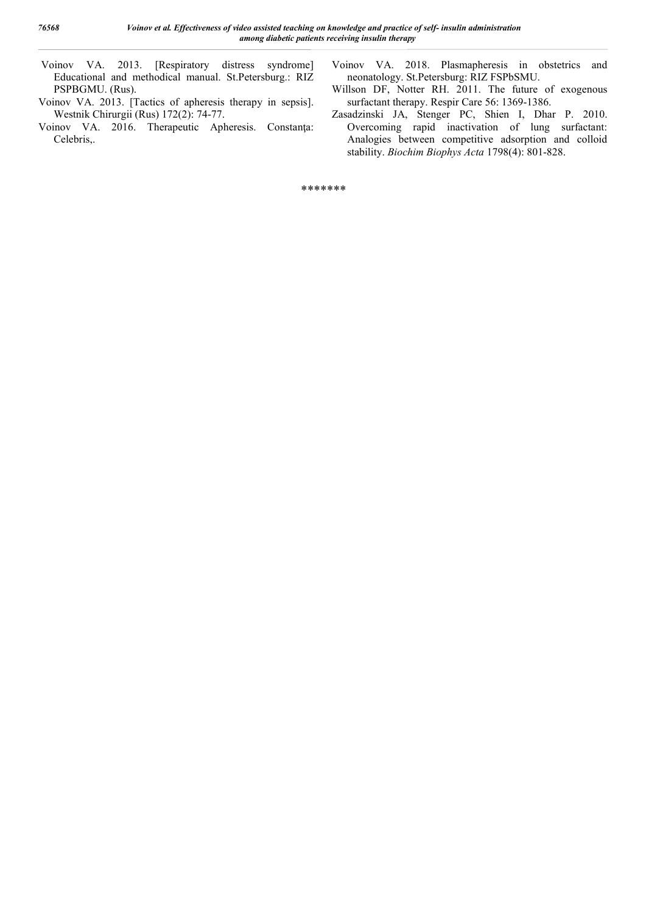Voinov VA. 2013. [Respiratory distress syndrome] Educational and methodical manual. St.Petersburg.: RIZ PSPBGMU. (Rus).

Voinov VA. 2013. [Tactics of apheresis therapy in sepsis]. Westnik Chirurgii (Rus) 172(2): 74-77.

Voinov VA. 2016. Therapeutic Apheresis. Constanţa: Celebris,.

Voinov VA. 2018. Plasmapheresis in obstetrics and neonatology. St.Petersburg: RIZ FSPbSMU.

Willson DF, Notter RH. 2011. The future of exogenous surfactant therapy. Respir Care 56: 1369-1386.

Zasadzinski JA, Stenger PC, Shien I, Dhar P. 2010. Overcoming rapid inactivation of lung surfactant: Analogies between competitive adsorption and colloid stability. *Biochim Biophys Acta* 1798(4): 801-828.

*******